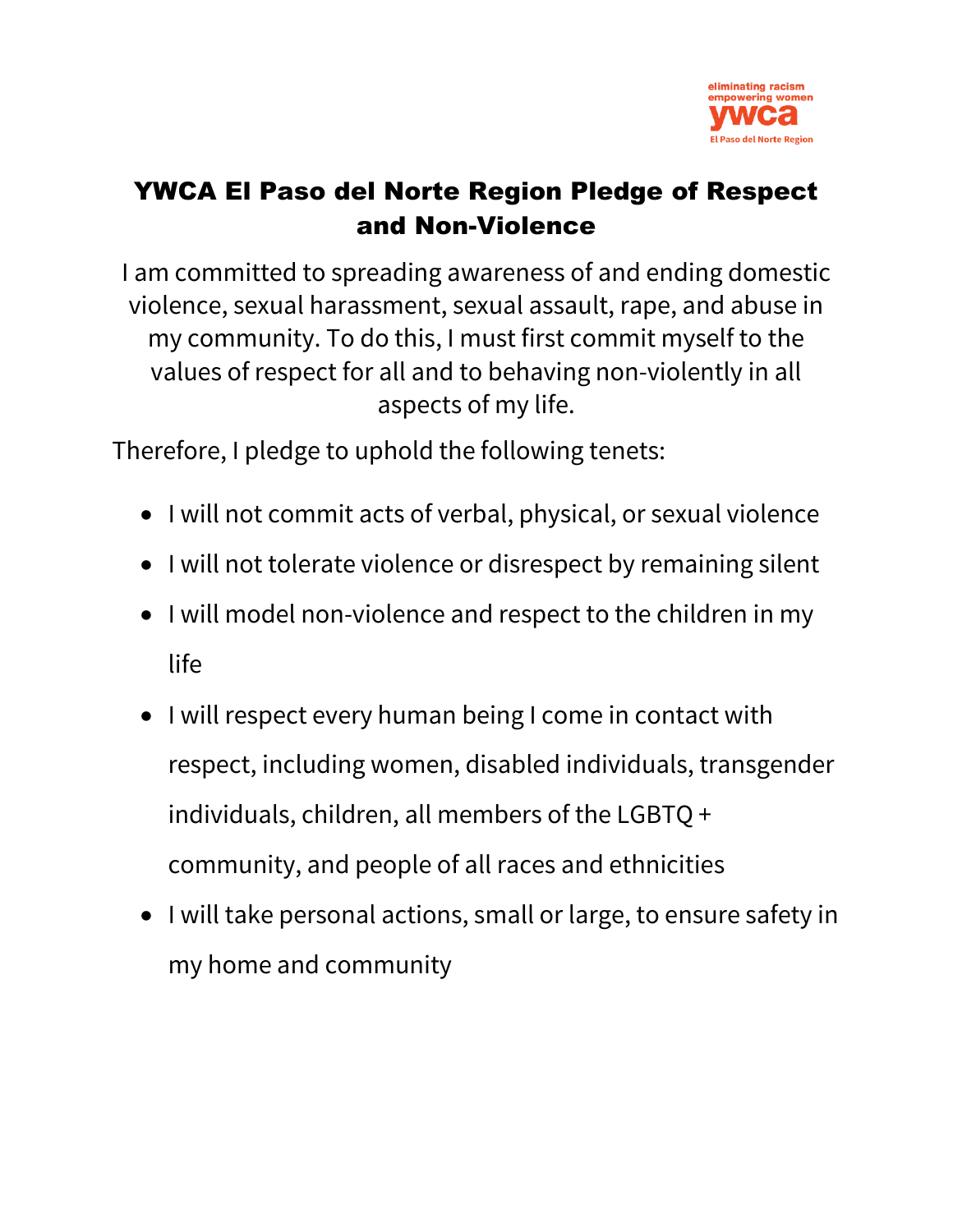eliminating racism
empowering women
ywca
El Paso del Norte Region

# YWCA El Paso del Norte Region Pledge of Respect and Non-Violence

I am committed to spreading awareness of and ending domestic violence, sexual harassment, sexual assault, rape, and abuse in my community. To do this, I must first commit myself to the values of respect for all and to behaving non-violently in all aspects of my life.

Therefore, I pledge to uphold the following tenets:

- I will not commit acts of verbal, physical, or sexual violence
- I will not tolerate violence or disrespect by remaining silent
- I will model non-violence and respect to the children in my life
- I will respect every human being I come in contact with respect, including women, disabled individuals, transgender individuals, children, all members of the LGBTQ + community, and people of all races and ethnicities
- I will take personal actions, small or large, to ensure safety in my home and community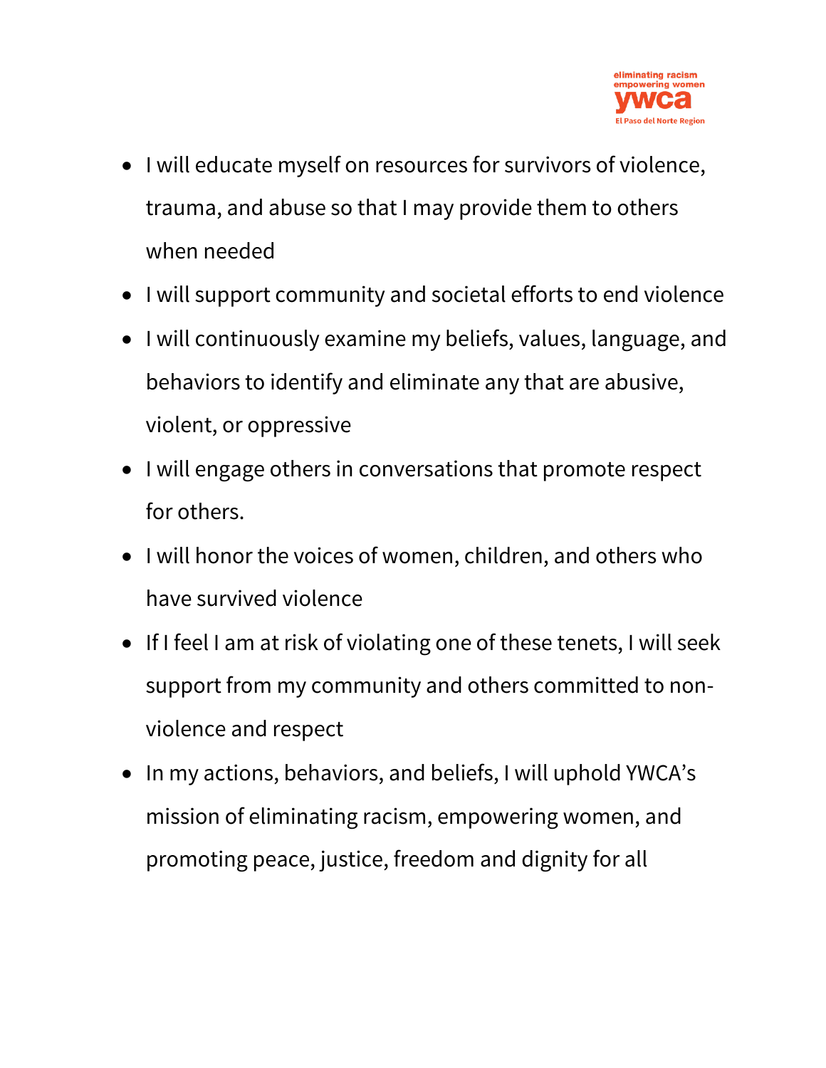- I will educate myself on resources for survivors of violence, trauma, and abuse so that I may provide them to others when needed
- I will support community and societal efforts to end violence
- I will continuously examine my beliefs, values, language, and behaviors to identify and eliminate any that are abusive, violent, or oppressive
- I will engage others in conversations that promote respect for others.
- I will honor the voices of women, children, and others who have survived violence
- If I feel I am at risk of violating one of these tenets, I will seek support from my community and others committed to non-violence and respect
- In my actions, behaviors, and beliefs, I will uphold YWCA's mission of eliminating racism, empowering women, and promoting peace, justice, freedom and dignity for all